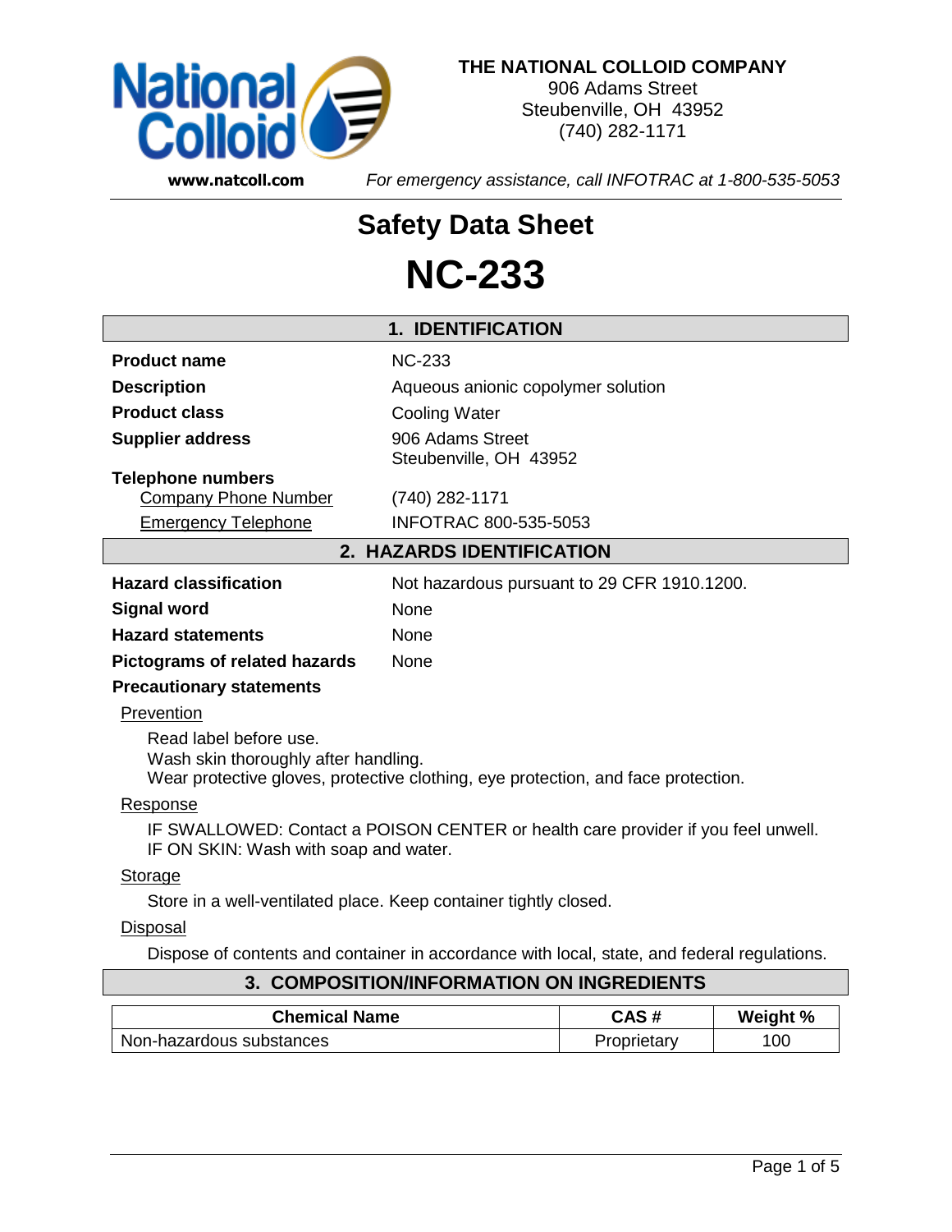**THE NATIONAL COLLOID COMPANY**
906 Adams Street
Steubenville, OH 43952
(740) 282-1171

**www.natcoll.com**

*For emergency assistance, call INFOTRAC at 1-800-535-5053*

# Safety Data Sheet

# NC-233

## 1. IDENTIFICATION

| | |
|---|---|
| **Product name** | NC-233 |
| **Description** | Aqueous anionic copolymer solution |
| **Product class** | Cooling Water |
| **Supplier address** | 906 Adams Street<br>Steubenville, OH 43952 |
| **Telephone numbers** | |
| Company Phone Number | (740) 282-1171 |
| Emergency Telephone | INFOTRAC 800-535-5053 |

## 2. HAZARDS IDENTIFICATION

| | |
|---|---|
| **Hazard classification** | Not hazardous pursuant to 29 CFR 1910.1200. |
| **Signal word** | None |
| **Hazard statements** | None |
| **Pictograms of related hazards** | None |

**Precautionary statements**

Prevention

Read label before use.
Wash skin thoroughly after handling.
Wear protective gloves, protective clothing, eye protection, and face protection.

Response

IF SWALLOWED: Contact a POISON CENTER or health care provider if you feel unwell.
IF ON SKIN: Wash with soap and water.

Storage

Store in a well-ventilated place. Keep container tightly closed.

Disposal

Dispose of contents and container in accordance with local, state, and federal regulations.

## 3. COMPOSITION/INFORMATION ON INGREDIENTS

| Chemical Name | CAS # | Weight % |
|---|---|---|
| Non-hazardous substances | Proprietary | 100 |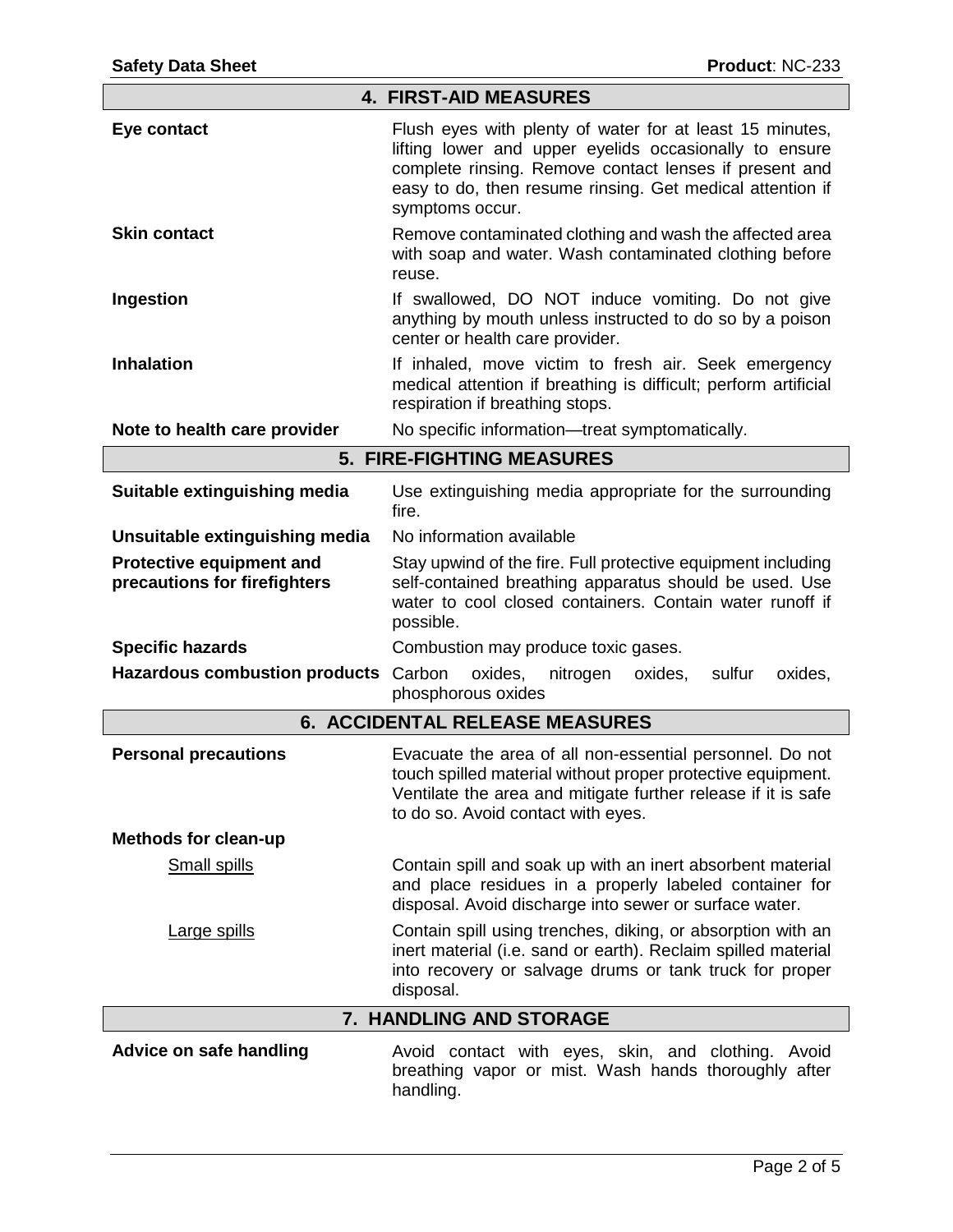## 4. FIRST-AID MEASURES

**Eye contact**
Flush eyes with plenty of water for at least 15 minutes, lifting lower and upper eyelids occasionally to ensure complete rinsing. Remove contact lenses if present and easy to do, then resume rinsing. Get medical attention if symptoms occur.

**Skin contact**
Remove contaminated clothing and wash the affected area with soap and water. Wash contaminated clothing before reuse.

**Ingestion**
If swallowed, DO NOT induce vomiting. Do not give anything by mouth unless instructed to do so by a poison center or health care provider.

**Inhalation**
If inhaled, move victim to fresh air. Seek emergency medical attention if breathing is difficult; perform artificial respiration if breathing stops.

**Note to health care provider**
No specific information—treat symptomatically.

## 5. FIRE-FIGHTING MEASURES

**Suitable extinguishing media**
Use extinguishing media appropriate for the surrounding fire.

**Unsuitable extinguishing media**
No information available

**Protective equipment and precautions for firefighters**
Stay upwind of the fire. Full protective equipment including self-contained breathing apparatus should be used. Use water to cool closed containers. Contain water runoff if possible.

**Specific hazards**
Combustion may produce toxic gases.

**Hazardous combustion products**
Carbon oxides, nitrogen oxides, sulfur oxides, phosphorous oxides

## 6. ACCIDENTAL RELEASE MEASURES

**Personal precautions**
Evacuate the area of all non-essential personnel. Do not touch spilled material without proper protective equipment. Ventilate the area and mitigate further release if it is safe to do so. Avoid contact with eyes.

**Methods for clean-up**

Small spills
Contain spill and soak up with an inert absorbent material and place residues in a properly labeled container for disposal. Avoid discharge into sewer or surface water.

Large spills
Contain spill using trenches, diking, or absorption with an inert material (i.e. sand or earth). Reclaim spilled material into recovery or salvage drums or tank truck for proper disposal.

## 7. HANDLING AND STORAGE

**Advice on safe handling**
Avoid contact with eyes, skin, and clothing. Avoid breathing vapor or mist. Wash hands thoroughly after handling.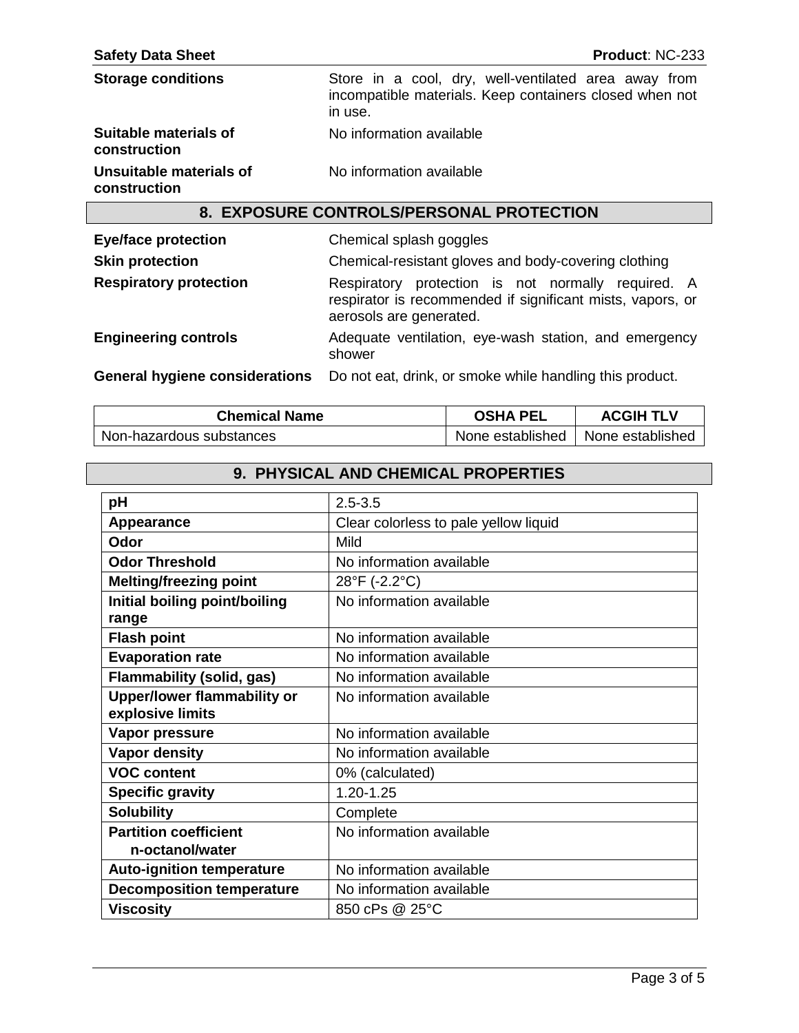| | |
|---|---|
| **Storage conditions** | Store in a cool, dry, well-ventilated area away from incompatible materials. Keep containers closed when not in use. |
| **Suitable materials of construction** | No information available |
| **Unsuitable materials of construction** | No information available |

## 8. EXPOSURE CONTROLS/PERSONAL PROTECTION

| | |
|---|---|
| **Eye/face protection** | Chemical splash goggles |
| **Skin protection** | Chemical-resistant gloves and body-covering clothing |
| **Respiratory protection** | Respiratory protection is not normally required. A respirator is recommended if significant mists, vapors, or aerosols are generated. |
| **Engineering controls** | Adequate ventilation, eye-wash station, and emergency shower |
| **General hygiene considerations** | Do not eat, drink, or smoke while handling this product. |

| Chemical Name | OSHA PEL | ACGIH TLV |
|---|---|---|
| Non-hazardous substances | None established | None established |

## 9. PHYSICAL AND CHEMICAL PROPERTIES

| | |
|---|---|
| **pH** | 2.5-3.5 |
| **Appearance** | Clear colorless to pale yellow liquid |
| **Odor** | Mild |
| **Odor Threshold** | No information available |
| **Melting/freezing point** | 28°F (-2.2°C) |
| **Initial boiling point/boiling range** | No information available |
| **Flash point** | No information available |
| **Evaporation rate** | No information available |
| **Flammability (solid, gas)** | No information available |
| **Upper/lower flammability or explosive limits** | No information available |
| **Vapor pressure** | No information available |
| **Vapor density** | No information available |
| **VOC content** | 0% (calculated) |
| **Specific gravity** | 1.20-1.25 |
| **Solubility** | Complete |
| **Partition coefficient n-octanol/water** | No information available |
| **Auto-ignition temperature** | No information available |
| **Decomposition temperature** | No information available |
| **Viscosity** | 850 cPs @ 25°C |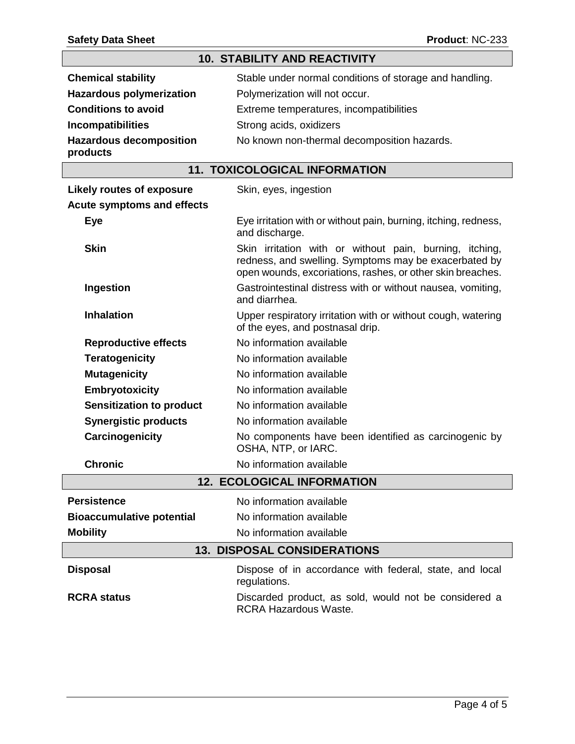## 10. STABILITY AND REACTIVITY

| | |
|---|---|
| **Chemical stability** | Stable under normal conditions of storage and handling. |
| **Hazardous polymerization** | Polymerization will not occur. |
| **Conditions to avoid** | Extreme temperatures, incompatibilities |
| **Incompatibilities** | Strong acids, oxidizers |
| **Hazardous decomposition products** | No known non-thermal decomposition hazards. |

## 11. TOXICOLOGICAL INFORMATION

| | |
|---|---|
| **Likely routes of exposure** | Skin, eyes, ingestion |
| **Acute symptoms and effects** | |
| **Eye** | Eye irritation with or without pain, burning, itching, redness, and discharge. |
| **Skin** | Skin irritation with or without pain, burning, itching, redness, and swelling. Symptoms may be exacerbated by open wounds, excoriations, rashes, or other skin breaches. |
| **Ingestion** | Gastrointestinal distress with or without nausea, vomiting, and diarrhea. |
| **Inhalation** | Upper respiratory irritation with or without cough, watering of the eyes, and postnasal drip. |
| **Reproductive effects** | No information available |
| **Teratogenicity** | No information available |
| **Mutagenicity** | No information available |
| **Embryotoxicity** | No information available |
| **Sensitization to product** | No information available |
| **Synergistic products** | No information available |
| **Carcinogenicity** | No components have been identified as carcinogenic by OSHA, NTP, or IARC. |
| **Chronic** | No information available |

## 12. ECOLOGICAL INFORMATION

| | |
|---|---|
| **Persistence** | No information available |
| **Bioaccumulative potential** | No information available |
| **Mobility** | No information available |

## 13. DISPOSAL CONSIDERATIONS

| | |
|---|---|
| **Disposal** | Dispose of in accordance with federal, state, and local regulations. |
| **RCRA status** | Discarded product, as sold, would not be considered a RCRA Hazardous Waste. |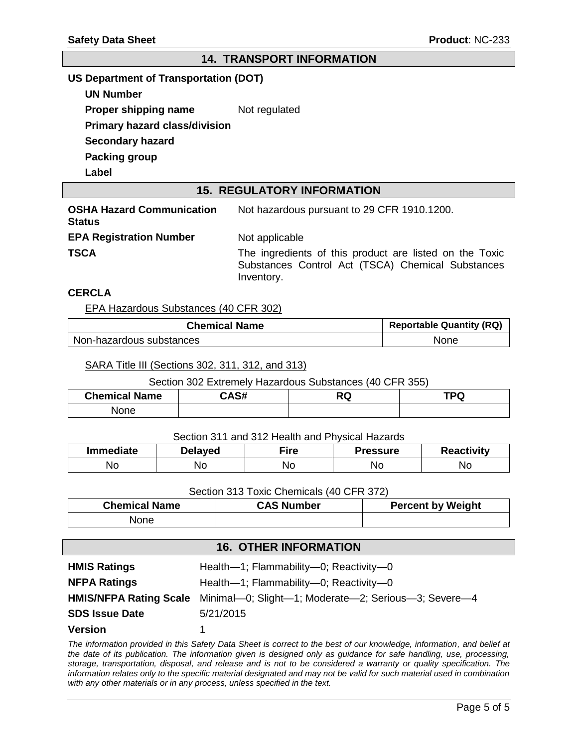## 14. TRANSPORT INFORMATION

**US Department of Transportation (DOT)**

**UN Number**

**Proper shipping name** Not regulated

**Primary hazard class/division**

**Secondary hazard**

**Packing group**

**Label**

## 15. REGULATORY INFORMATION

**OSHA Hazard Communication Status** Not hazardous pursuant to 29 CFR 1910.1200.

**EPA Registration Number** Not applicable

**TSCA** The ingredients of this product are listed on the Toxic Substances Control Act (TSCA) Chemical Substances Inventory.

**CERCLA**

EPA Hazardous Substances (40 CFR 302)

| Chemical Name | Reportable Quantity (RQ) |
|---|---|
| Non-hazardous substances | None |

SARA Title III (Sections 302, 311, 312, and 313)

Section 302 Extremely Hazardous Substances (40 CFR 355)

| Chemical Name | CAS# | RQ | TPQ |
|---|---|---|---|
| None | | | |

Section 311 and 312 Health and Physical Hazards

| Immediate | Delayed | Fire | Pressure | Reactivity |
|---|---|---|---|---|
| No | No | No | No | No |

Section 313 Toxic Chemicals (40 CFR 372)

| Chemical Name | CAS Number | Percent by Weight |
|---|---|---|
| None | | |

## 16. OTHER INFORMATION

**HMIS Ratings** Health—1; Flammability—0; Reactivity—0

**NFPA Ratings** Health—1; Flammability—0; Reactivity—0

**HMIS/NFPA Rating Scale** Minimal—0; Slight—1; Moderate—2; Serious—3; Severe—4

**SDS Issue Date** 5/21/2015

**Version** 1

*The information provided in this Safety Data Sheet is correct to the best of our knowledge, information, and belief at the date of its publication. The information given is designed only as guidance for safe handling, use, processing, storage, transportation, disposal, and release and is not to be considered a warranty or quality specification. The information relates only to the specific material designated and may not be valid for such material used in combination with any other materials or in any process, unless specified in the text.*